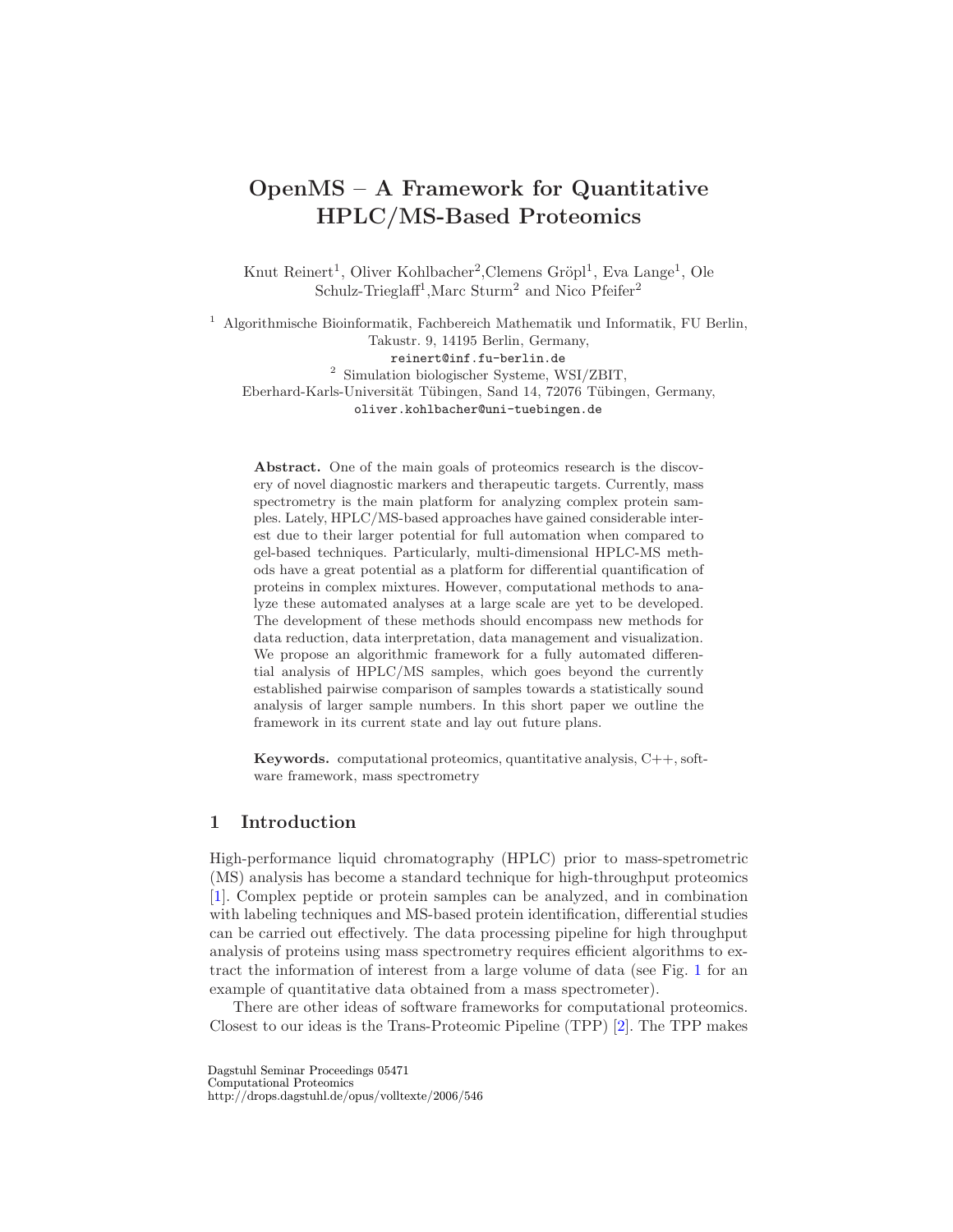# OpenMS – A Framework for Quantitative HPLC/MS-Based Proteomics

Knut Reinert[1], Oliver Kohlbacher[2],Clemens Gröpl[1], Eva Lange[1], Ole Schulz-Trieglaff[1],Marc Sturm[2] and Nico Pfeifer[2]

[1] Algorithmische Bioinformatik, Fachbereich Mathematik und Informatik, FU Berlin, Takustr. 9, 14195 Berlin, Germany,
reinert@inf.fu-berlin.de
[2] Simulation biologischer Systeme, WSI/ZBIT,
Eberhard-Karls-Universität Tübingen, Sand 14, 72076 Tübingen, Germany,
oliver.kohlbacher@uni-tuebingen.de

**Abstract.** One of the main goals of proteomics research is the discovery of novel diagnostic markers and therapeutic targets. Currently, mass spectrometry is the main platform for analyzing complex protein samples. Lately, HPLC/MS-based approaches have gained considerable interest due to their larger potential for full automation when compared to gel-based techniques. Particularly, multi-dimensional HPLC-MS methods have a great potential as a platform for differential quantification of proteins in complex mixtures. However, computational methods to analyze these automated analyses at a large scale are yet to be developed. The development of these methods should encompass new methods for data reduction, data interpretation, data management and visualization. We propose an algorithmic framework for a fully automated differential analysis of HPLC/MS samples, which goes beyond the currently established pairwise comparison of samples towards a statistically sound analysis of larger sample numbers. In this short paper we outline the framework in its current state and lay out future plans.

**Keywords.** computational proteomics, quantitative analysis, C++, software framework, mass spectrometry

## 1 Introduction

High-performance liquid chromatography (HPLC) prior to mass-spetrometric (MS) analysis has become a standard technique for high-throughput proteomics [1]. Complex peptide or protein samples can be analyzed, and in combination with labeling techniques and MS-based protein identification, differential studies can be carried out effectively. The data processing pipeline for high throughput analysis of proteins using mass spectrometry requires efficient algorithms to extract the information of interest from a large volume of data (see Fig. 1 for an example of quantitative data obtained from a mass spectrometer).

There are other ideas of software frameworks for computational proteomics. Closest to our ideas is the Trans-Proteomic Pipeline (TPP) [2]. The TPP makes

Dagstuhl Seminar Proceedings 05471
Computational Proteomics
http://drops.dagstuhl.de/opus/volltexte/2006/546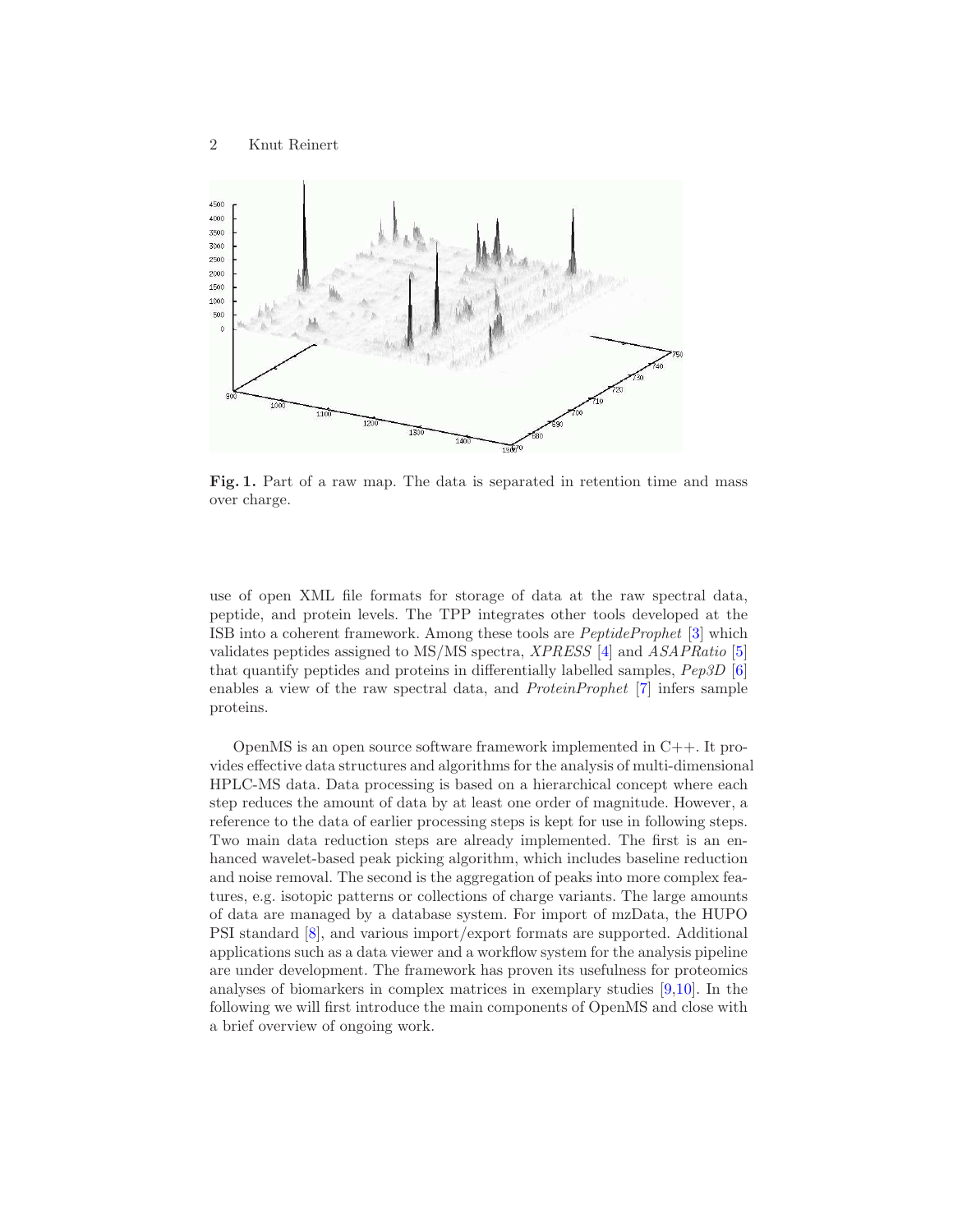**Fig. 1.** Part of a raw map. The data is separated in retention time and mass over charge.

use of open XML file formats for storage of data at the raw spectral data, peptide, and protein levels. The TPP integrates other tools developed at the ISB into a coherent framework. Among these tools are *PeptideProphet* [3] which validates peptides assigned to MS/MS spectra, *XPRESS* [4] and *ASAPRatio* [5] that quantify peptides and proteins in differentially labelled samples, *Pep3D* [6] enables a view of the raw spectral data, and *ProteinProphet* [7] infers sample proteins.

OpenMS is an open source software framework implemented in C++. It provides effective data structures and algorithms for the analysis of multi-dimensional HPLC-MS data. Data processing is based on a hierarchical concept where each step reduces the amount of data by at least one order of magnitude. However, a reference to the data of earlier processing steps is kept for use in following steps. Two main data reduction steps are already implemented. The first is an enhanced wavelet-based peak picking algorithm, which includes baseline reduction and noise removal. The second is the aggregation of peaks into more complex features, e.g. isotopic patterns or collections of charge variants. The large amounts of data are managed by a database system. For import of mzData, the HUPO PSI standard [8], and various import/export formats are supported. Additional applications such as a data viewer and a workflow system for the analysis pipeline are under development. The framework has proven its usefulness for proteomics analyses of biomarkers in complex matrices in exemplary studies [9,10]. In the following we will first introduce the main components of OpenMS and close with a brief overview of ongoing work.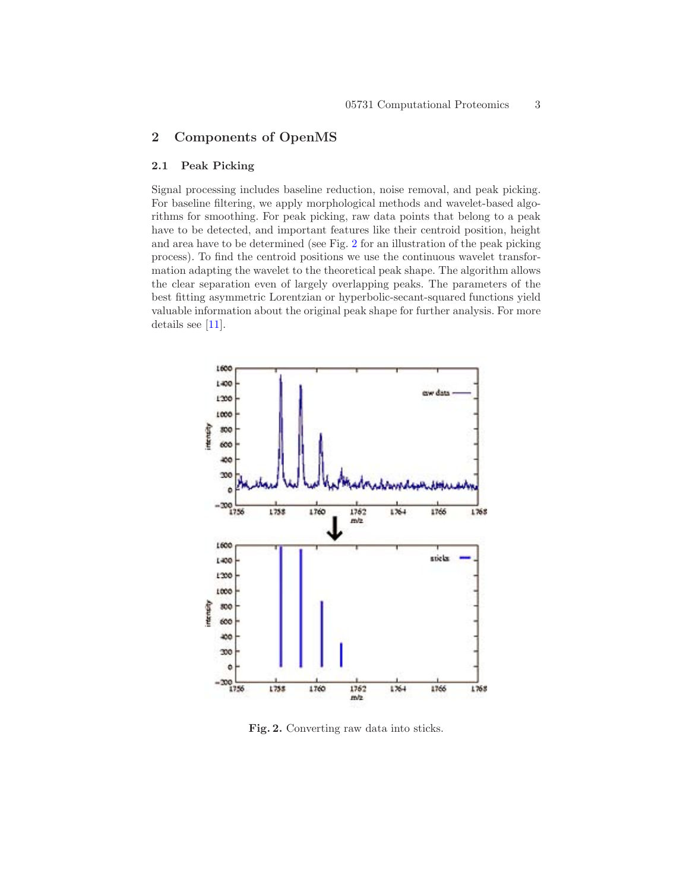## 2 Components of OpenMS

### 2.1 Peak Picking

Signal processing includes baseline reduction, noise removal, and peak picking. For baseline filtering, we apply morphological methods and wavelet-based algorithms for smoothing. For peak picking, raw data points that belong to a peak have to be detected, and important features like their centroid position, height and area have to be determined (see Fig. 2 for an illustration of the peak picking process). To find the centroid positions we use the continuous wavelet transformation adapting the wavelet to the theoretical peak shape. The algorithm allows the clear separation even of largely overlapping peaks. The parameters of the best fitting asymmetric Lorentzian or hyperbolic-secant-squared functions yield valuable information about the original peak shape for further analysis. For more details see [11].

**Fig. 2.** Converting raw data into sticks.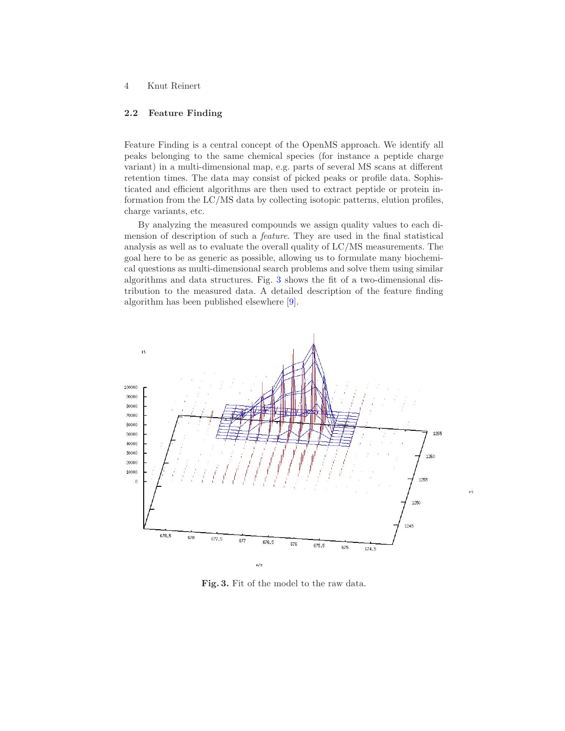### 2.2 Feature Finding

Feature Finding is a central concept of the OpenMS approach. We identify all peaks belonging to the same chemical species (for instance a peptide charge variant) in a multi-dimensional map, e.g. parts of several MS scans at different retention times. The data may consist of picked peaks or profile data. Sophisticated and efficient algorithms are then used to extract peptide or protein information from the LC/MS data by collecting isotopic patterns, elution profiles, charge variants, etc.

By analyzing the measured compounds we assign quality values to each dimension of description of such a *feature*. They are used in the final statistical analysis as well as to evaluate the overall quality of LC/MS measurements. The goal here to be as generic as possible, allowing us to formulate many biochemical questions as multi-dimensional search problems and solve them using similar algorithms and data structures. Fig. 3 shows the fit of a two-dimensional distribution to the measured data. A detailed description of the feature finding algorithm has been published elsewhere [9].

**Fig. 3.** Fit of the model to the raw data.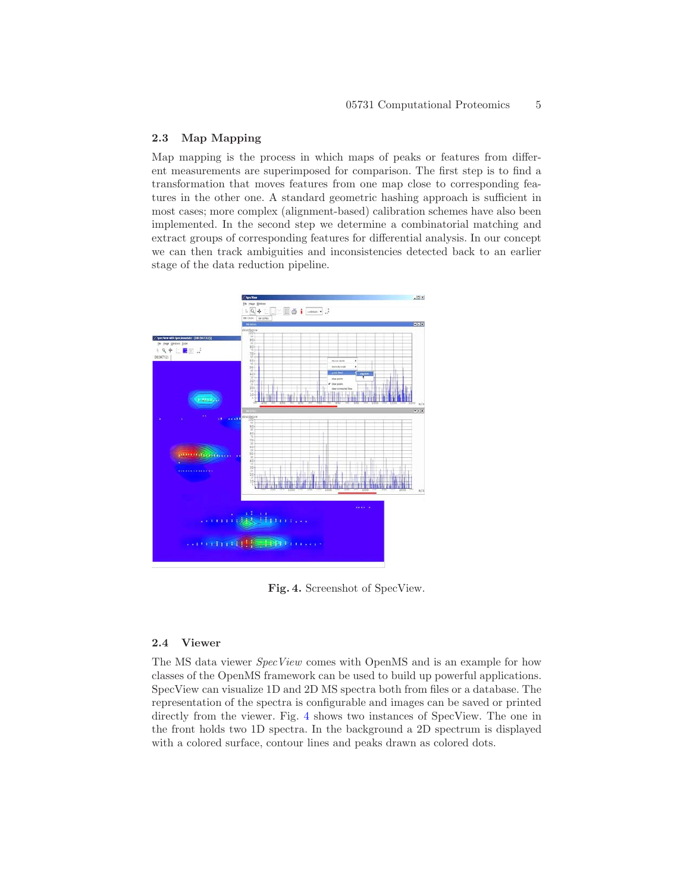### 2.3 Map Mapping

Map mapping is the process in which maps of peaks or features from different measurements are superimposed for comparison. The first step is to find a transformation that moves features from one map close to corresponding features in the other one. A standard geometric hashing approach is sufficient in most cases; more complex (alignment-based) calibration schemes have also been implemented. In the second step we determine a combinatorial matching and extract groups of corresponding features for differential analysis. In our concept we can then track ambiguities and inconsistencies detected back to an earlier stage of the data reduction pipeline.

**Fig. 4.** Screenshot of SpecView.

### 2.4 Viewer

The MS data viewer *SpecView* comes with OpenMS and is an example for how classes of the OpenMS framework can be used to build up powerful applications. SpecView can visualize 1D and 2D MS spectra both from files or a database. The representation of the spectra is configurable and images can be saved or printed directly from the viewer. Fig. 4 shows two instances of SpecView. The one in the front holds two 1D spectra. In the background a 2D spectrum is displayed with a colored surface, contour lines and peaks drawn as colored dots.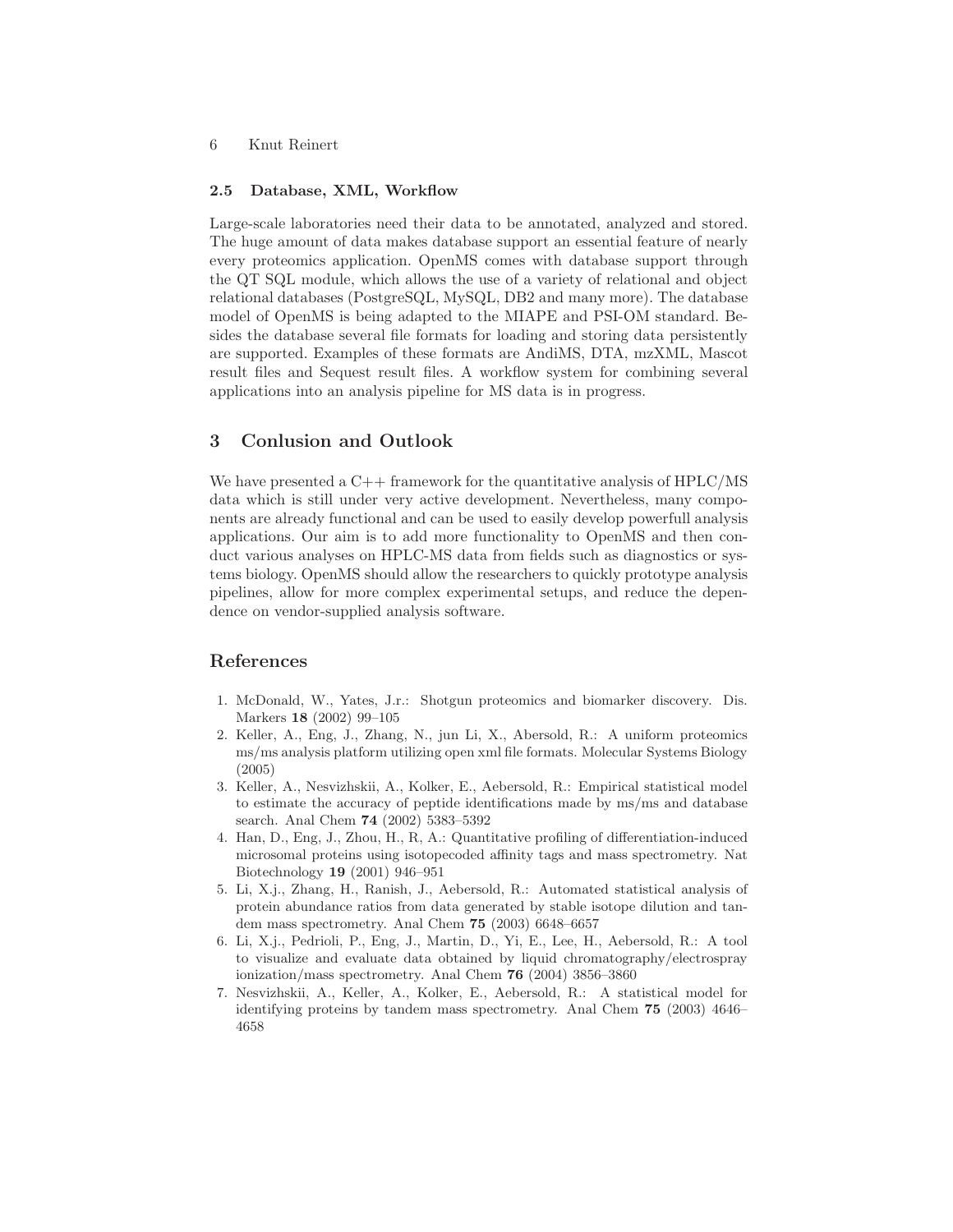### 2.5 Database, XML, Workflow

Large-scale laboratories need their data to be annotated, analyzed and stored. The huge amount of data makes database support an essential feature of nearly every proteomics application. OpenMS comes with database support through the QT SQL module, which allows the use of a variety of relational and object relational databases (PostgreSQL, MySQL, DB2 and many more). The database model of OpenMS is being adapted to the MIAPE and PSI-OM standard. Besides the database several file formats for loading and storing data persistently are supported. Examples of these formats are AndiMS, DTA, mzXML, Mascot result files and Sequest result files. A workflow system for combining several applications into an analysis pipeline for MS data is in progress.

## 3 Conlusion and Outlook

We have presented a C++ framework for the quantitative analysis of HPLC/MS data which is still under very active development. Nevertheless, many components are already functional and can be used to easily develop powerfull analysis applications. Our aim is to add more functionality to OpenMS and then conduct various analyses on HPLC-MS data from fields such as diagnostics or systems biology. OpenMS should allow the researchers to quickly prototype analysis pipelines, allow for more complex experimental setups, and reduce the dependence on vendor-supplied analysis software.

## References

1. McDonald, W., Yates, J.r.: Shotgun proteomics and biomarker discovery. Dis. Markers **18** (2002) 99–105
2. Keller, A., Eng, J., Zhang, N., jun Li, X., Abersold, R.: A uniform proteomics ms/ms analysis platform utilizing open xml file formats. Molecular Systems Biology (2005)
3. Keller, A., Nesvizhskii, A., Kolker, E., Aebersold, R.: Empirical statistical model to estimate the accuracy of peptide identifications made by ms/ms and database search. Anal Chem **74** (2002) 5383–5392
4. Han, D., Eng, J., Zhou, H., R, A.: Quantitative profiling of differentiation-induced microsomal proteins using isotopecoded affinity tags and mass spectrometry. Nat Biotechnology **19** (2001) 946–951
5. Li, X.j., Zhang, H., Ranish, J., Aebersold, R.: Automated statistical analysis of protein abundance ratios from data generated by stable isotope dilution and tandem mass spectrometry. Anal Chem **75** (2003) 6648–6657
6. Li, X.j., Pedrioli, P., Eng, J., Martin, D., Yi, E., Lee, H., Aebersold, R.: A tool to visualize and evaluate data obtained by liquid chromatography/electrospray ionization/mass spectrometry. Anal Chem **76** (2004) 3856–3860
7. Nesvizhskii, A., Keller, A., Kolker, E., Aebersold, R.: A statistical model for identifying proteins by tandem mass spectrometry. Anal Chem **75** (2003) 4646–4658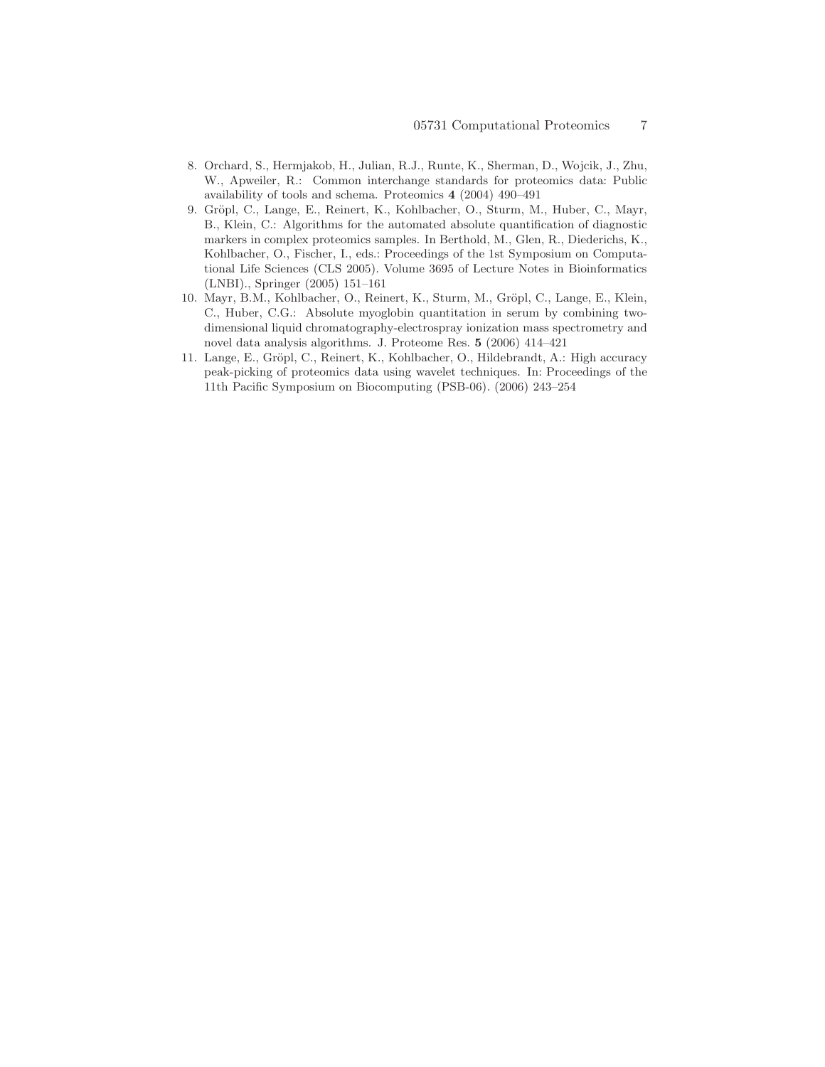8. Orchard, S., Hermjakob, H., Julian, R.J., Runte, K., Sherman, D., Wojcik, J., Zhu, W., Apweiler, R.: Common interchange standards for proteomics data: Public availability of tools and schema. Proteomics **4** (2004) 490–491
9. Gröpl, C., Lange, E., Reinert, K., Kohlbacher, O., Sturm, M., Huber, C., Mayr, B., Klein, C.: Algorithms for the automated absolute quantification of diagnostic markers in complex proteomics samples. In Berthold, M., Glen, R., Diederichs, K., Kohlbacher, O., Fischer, I., eds.: Proceedings of the 1st Symposium on Computational Life Sciences (CLS 2005). Volume 3695 of Lecture Notes in Bioinformatics (LNBI)., Springer (2005) 151–161
10. Mayr, B.M., Kohlbacher, O., Reinert, K., Sturm, M., Gröpl, C., Lange, E., Klein, C., Huber, C.G.: Absolute myoglobin quantitation in serum by combining two-dimensional liquid chromatography-electrospray ionization mass spectrometry and novel data analysis algorithms. J. Proteome Res. **5** (2006) 414–421
11. Lange, E., Gröpl, C., Reinert, K., Kohlbacher, O., Hildebrandt, A.: High accuracy peak-picking of proteomics data using wavelet techniques. In: Proceedings of the 11th Pacific Symposium on Biocomputing (PSB-06). (2006) 243–254